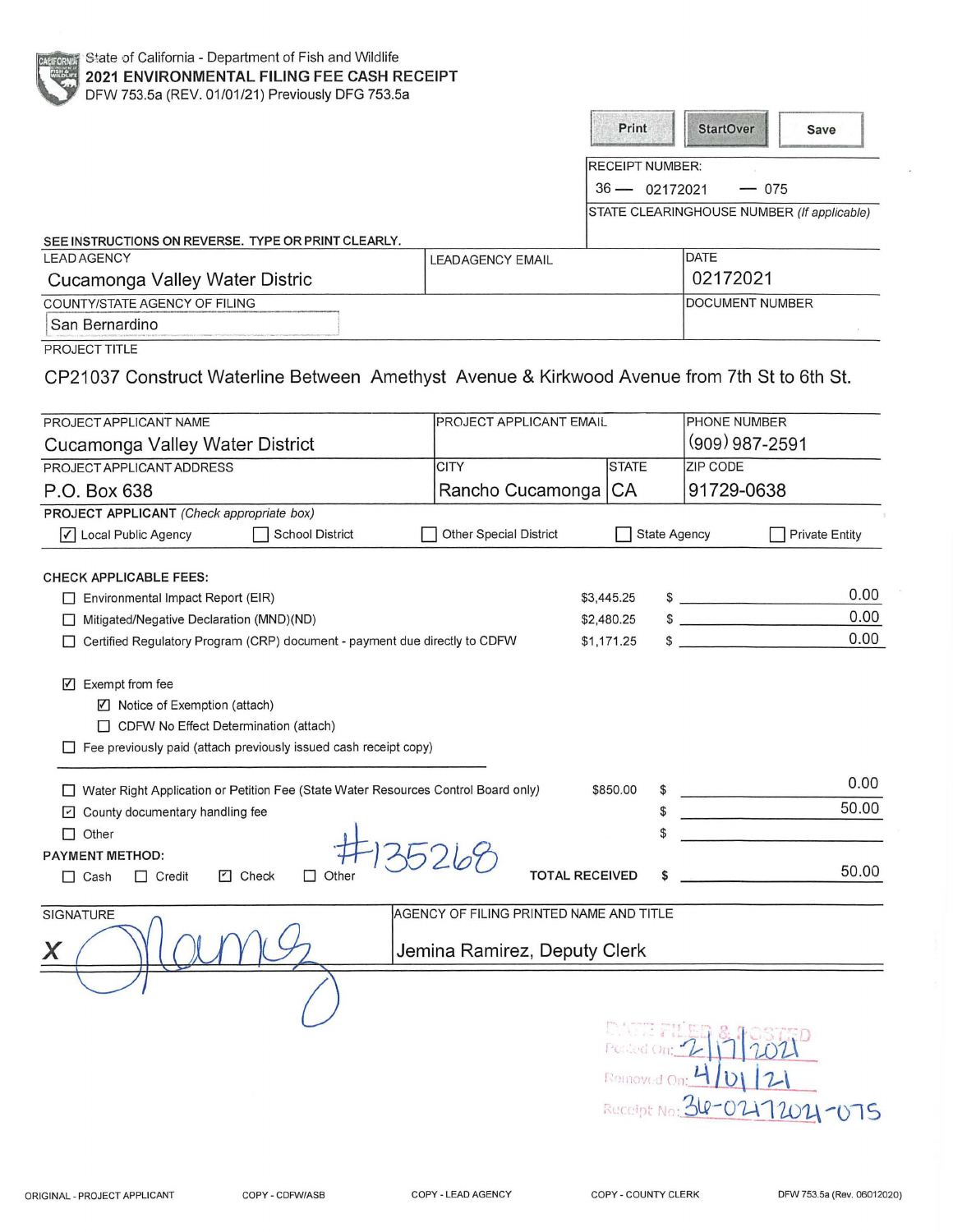State of California - Department of Fish and Wildlife

# 2021 ENVIRONMENTAL FILING FEE CASH RECEIPT

DFW 753.5a (REV. 01/01/21) Previously DFG 753.5a

Print | StartOver | Save

RECEIPT NUMBER:
36 — 02172021 — 075

STATE CLEARINGHOUSE NUMBER *(If applicable)*

SEE INSTRUCTIONS ON REVERSE. TYPE OR PRINT CLEARLY.

| LEAD AGENCY | LEADAGENCY EMAIL | DATE |
|---|---|---|
| Cucamonga Valley Water Distric | | 02172021 |

| COUNTY/STATE AGENCY OF FILING | DOCUMENT NUMBER |
|---|---|
| San Bernardino | |

PROJECT TITLE

CP21037 Construct Waterline Between Amethyst Avenue & Kirkwood Avenue from 7th St to 6th St.

| PROJECT APPLICANT NAME | PROJECT APPLICANT EMAIL | | PHONE NUMBER |
|---|---|---|---|
| Cucamonga Valley Water District | | | (909) 987-2591 |
| **PROJECT APPLICANT ADDRESS** | **CITY** | **STATE** | **ZIP CODE** |
| P.O. Box 638 | Rancho Cucamonga | CA | 91729-0638 |

**PROJECT APPLICANT** *(Check appropriate box)*

☑ Local Public Agency ☐ School District ☐ Other Special District ☐ State Agency ☐ Private Entity

**CHECK APPLICABLE FEES:**

| | | |
|---|---|---|
| ☐ Environmental Impact Report (EIR) | $3,445.25 | $ 0.00 |
| ☐ Mitigated/Negative Declaration (MND)(ND) | $2,480.25 | $ 0.00 |
| ☐ Certified Regulatory Program (CRP) document - payment due directly to CDFW | $1,171.25 | $ 0.00 |

☑ Exempt from fee
- ☑ Notice of Exemption (attach)
- ☐ CDFW No Effect Determination (attach)

☐ Fee previously paid (attach previously issued cash receipt copy)

| | | |
|---|---|---|
| ☐ Water Right Application or Petition Fee (State Water Resources Control Board only) | $850.00 | $ 0.00 |
| ☑ County documentary handling fee | | $ 50.00 |
| ☐ Other | | $ |

**PAYMENT METHOD:**

☐ Cash ☐ Credit ☑ Check ☐ Other #135268

**TOTAL RECEIVED** $ 50.00

| SIGNATURE | AGENCY OF FILING PRINTED NAME AND TITLE |
|---|---|
| X [signature] | Jemina Ramirez, Deputy Clerk |

DATE FILED & POSTED
Posted On: 2/17/2021
Removed On: 4/01/21
Receipt No: 36-02172021-075

ORIGINAL - PROJECT APPLICANT COPY - CDFW/ASB COPY - LEAD AGENCY COPY - COUNTY CLERK DFW 753.5a (Rev. 06012020)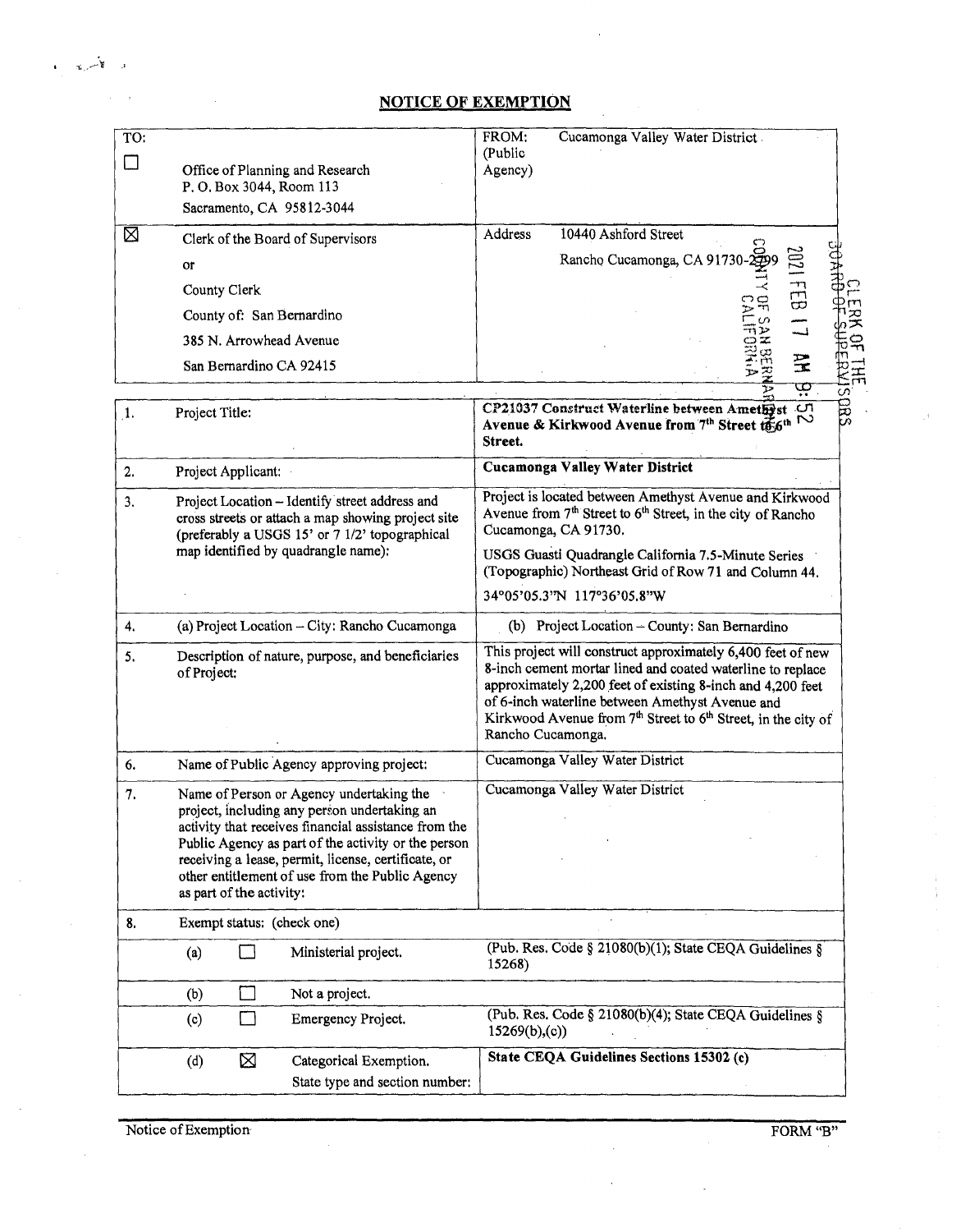## NOTICE OF EXEMPTION

| TO: | | FROM: (Public Agency) | Cucamonga Valley Water District |
|---|---|---|---|
| ☐ | Office of Planning and Research<br>P. O. Box 3044, Room 113<br>Sacramento, CA 95812-3044 | | |
| ☒ | Clerk of the Board of Supervisors<br>or<br>County Clerk<br>County of: San Bernardino<br>385 N. Arrowhead Avenue<br>San Bernardino CA 92415 | Address | 10440 Ashford Street<br>Rancho Cucamonga, CA 91730-2799 |

COUNTY OF SAN BERNARDINO CALIFORNIA 2021 FEB 17 AM 9:52 CLERK OF THE BOARD OF SUPERVISORS

| | | |
|---|---|---|
| 1. | Project Title: | **CP21037 Construct Waterline between Amethyst Avenue & Kirkwood Avenue from 7th Street to 6th Street.** |
| 2. | Project Applicant: | **Cucamonga Valley Water District** |
| 3. | Project Location – Identify street address and cross streets or attach a map showing project site (preferably a USGS 15' or 7 1/2' topographical map identified by quadrangle name): | Project is located between Amethyst Avenue and Kirkwood Avenue from 7th Street to 6th Street, in the city of Rancho Cucamonga, CA 91730.<br><br>USGS Guasti Quadrangle California 7.5-Minute Series (Topographic) Northeast Grid of Row 71 and Column 44.<br><br>34°05'05.3"N 117°36'05.8"W |
| 4. | (a) Project Location – City: Rancho Cucamonga | (b) Project Location – County: San Bernardino |
| 5. | Description of nature, purpose, and beneficiaries of Project: | This project will construct approximately 6,400 feet of new 8-inch cement mortar lined and coated waterline to replace approximately 2,200 feet of existing 8-inch and 4,200 feet of 6-inch waterline between Amethyst Avenue and Kirkwood Avenue from 7th Street to 6th Street, in the city of Rancho Cucamonga. |
| 6. | Name of Public Agency approving project: | Cucamonga Valley Water District |
| 7. | Name of Person or Agency undertaking the project, including any person undertaking an activity that receives financial assistance from the Public Agency as part of the activity or the person receiving a lease, permit, license, certificate, or other entitlement of use from the Public Agency as part of the activity: | Cucamonga Valley Water District |
| 8. | Exempt status: (check one) | |
| | (a) ☐ Ministerial project. | (Pub. Res. Code § 21080(b)(1); State CEQA Guidelines § 15268) |
| | (b) ☐ Not a project. | |
| | (c) ☐ Emergency Project. | (Pub. Res. Code § 21080(b)(4); State CEQA Guidelines § 15269(b),(c)) |
| | (d) ☒ Categorical Exemption. State type and section number: | **State CEQA Guidelines Sections 15302 (c)** |

Notice of Exemption FORM "B"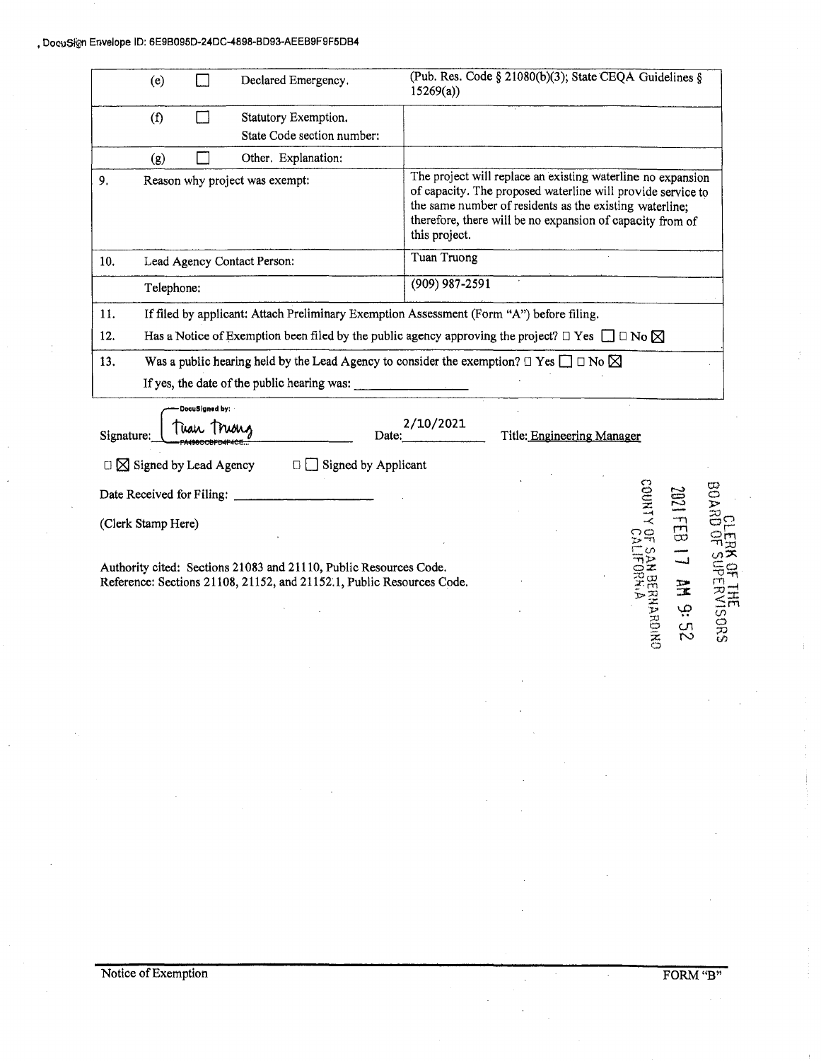, DocuSign Envelope ID: 6E9B095D-24DC-4898-BD93-AEEB9F9F5DB4

| | | | | |
|---|---|---|---|---|
| | (e) | ☐ | Declared Emergency. | (Pub. Res. Code § 21080(b)(3); State CEQA Guidelines § 15269(a)) |
| | (f) | ☐ | Statutory Exemption. State Code section number: | |
| | (g) | ☐ | Other. Explanation: | |
| 9. | Reason why project was exempt: | | | The project will replace an existing waterline no expansion of capacity. The proposed waterline will provide service to the same number of residents as the existing waterline; therefore, there will be no expansion of capacity from of this project. |
| 10. | Lead Agency Contact Person: | | | Tuan Truong |
| | Telephone: | | | (909) 987-2591 |

11. If filed by applicant: Attach Preliminary Exemption Assessment (Form "A") before filing.

12. Has a Notice of Exemption been filed by the public agency approving the project? ☐ Yes ☐ ☐ No ☒

13. Was a public hearing held by the Lead Agency to consider the exemption? ☐ Yes ☐ ☐ No ☒

If yes, the date of the public hearing was: ________________

Signature: Tuan Truong (DocuSigned by: FA496CCBFB4F4CE...) Date: 2/10/2021 Title: Engineering Manager

☐ ☒ Signed by Lead Agency ☐ ☐ Signed by Applicant

Date Received for Filing: ____________________

(Clerk Stamp Here)

CLERK OF THE BOARD OF SUPERVISORS
2021 FEB 17 AM 9:52
COUNTY OF SAN BERNARDINO CALIFORNIA

Authority cited: Sections 21083 and 21110, Public Resources Code.
Reference: Sections 21108, 21152, and 21152.1, Public Resources Code.

Notice of Exemption FORM "B"